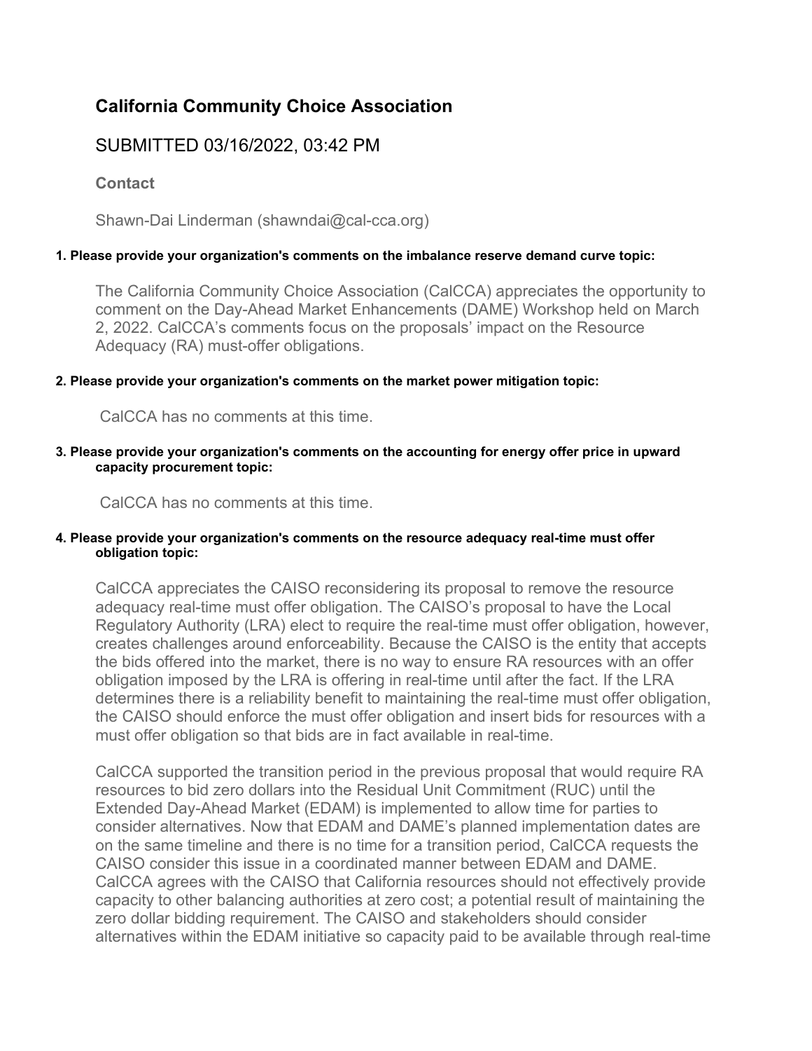## California Community Choice Association

SUBMITTED 03/16/2022, 03:42 PM

**Contact**

Shawn-Dai Linderman (shawndai@cal-cca.org)

**1. Please provide your organization's comments on the imbalance reserve demand curve topic:**

The California Community Choice Association (CalCCA) appreciates the opportunity to comment on the Day-Ahead Market Enhancements (DAME) Workshop held on March 2, 2022. CalCCA's comments focus on the proposals' impact on the Resource Adequacy (RA) must-offer obligations.

**2. Please provide your organization's comments on the market power mitigation topic:**

CalCCA has no comments at this time.

**3. Please provide your organization's comments on the accounting for energy offer price in upward capacity procurement topic:**

CalCCA has no comments at this time.

**4. Please provide your organization's comments on the resource adequacy real-time must offer obligation topic:**

CalCCA appreciates the CAISO reconsidering its proposal to remove the resource adequacy real-time must offer obligation. The CAISO's proposal to have the Local Regulatory Authority (LRA) elect to require the real-time must offer obligation, however, creates challenges around enforceability. Because the CAISO is the entity that accepts the bids offered into the market, there is no way to ensure RA resources with an offer obligation imposed by the LRA is offering in real-time until after the fact. If the LRA determines there is a reliability benefit to maintaining the real-time must offer obligation, the CAISO should enforce the must offer obligation and insert bids for resources with a must offer obligation so that bids are in fact available in real-time.

CalCCA supported the transition period in the previous proposal that would require RA resources to bid zero dollars into the Residual Unit Commitment (RUC) until the Extended Day-Ahead Market (EDAM) is implemented to allow time for parties to consider alternatives. Now that EDAM and DAME's planned implementation dates are on the same timeline and there is no time for a transition period, CalCCA requests the CAISO consider this issue in a coordinated manner between EDAM and DAME. CalCCA agrees with the CAISO that California resources should not effectively provide capacity to other balancing authorities at zero cost; a potential result of maintaining the zero dollar bidding requirement. The CAISO and stakeholders should consider alternatives within the EDAM initiative so capacity paid to be available through real-time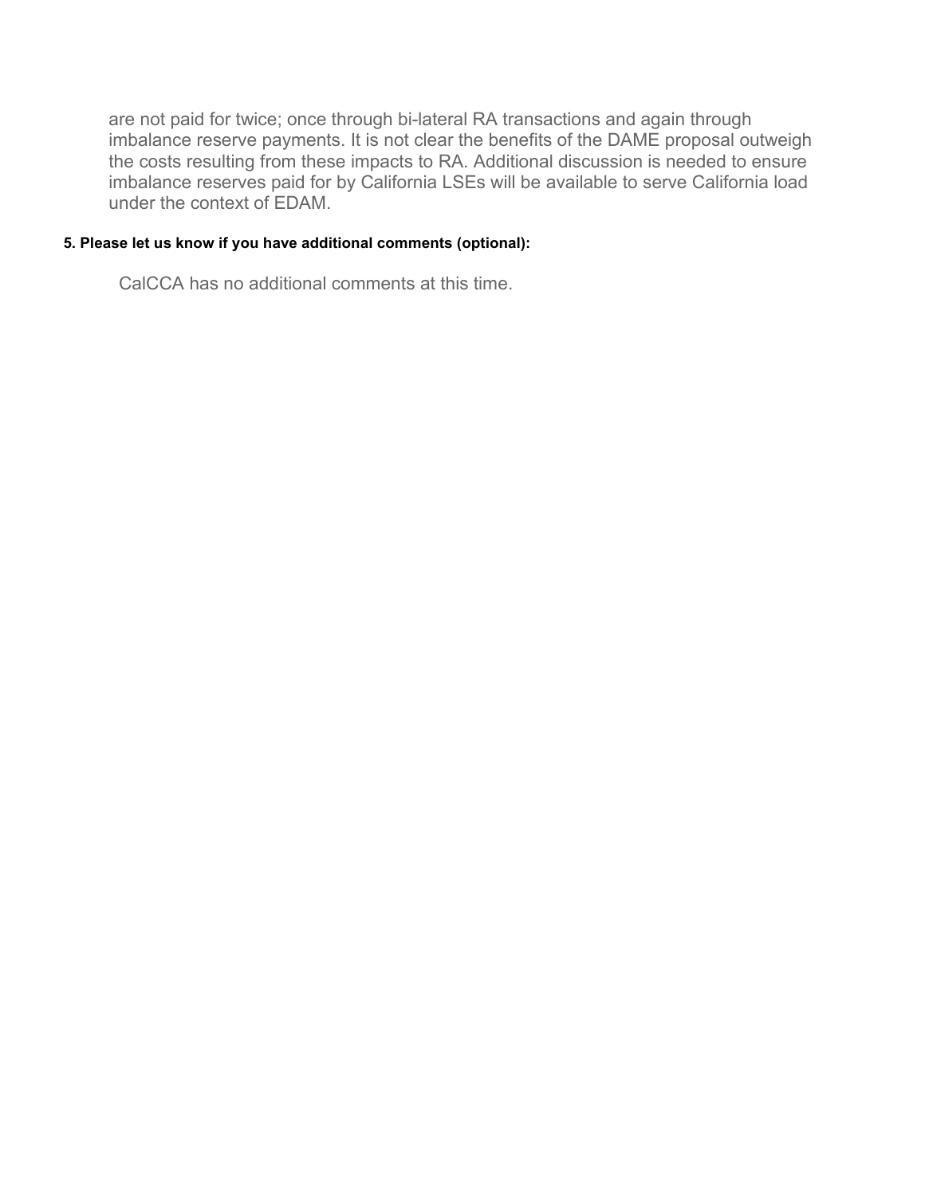are not paid for twice; once through bi-lateral RA transactions and again through imbalance reserve payments. It is not clear the benefits of the DAME proposal outweigh the costs resulting from these impacts to RA. Additional discussion is needed to ensure imbalance reserves paid for by California LSEs will be available to serve California load under the context of EDAM.

**5. Please let us know if you have additional comments (optional):**

CalCCA has no additional comments at this time.